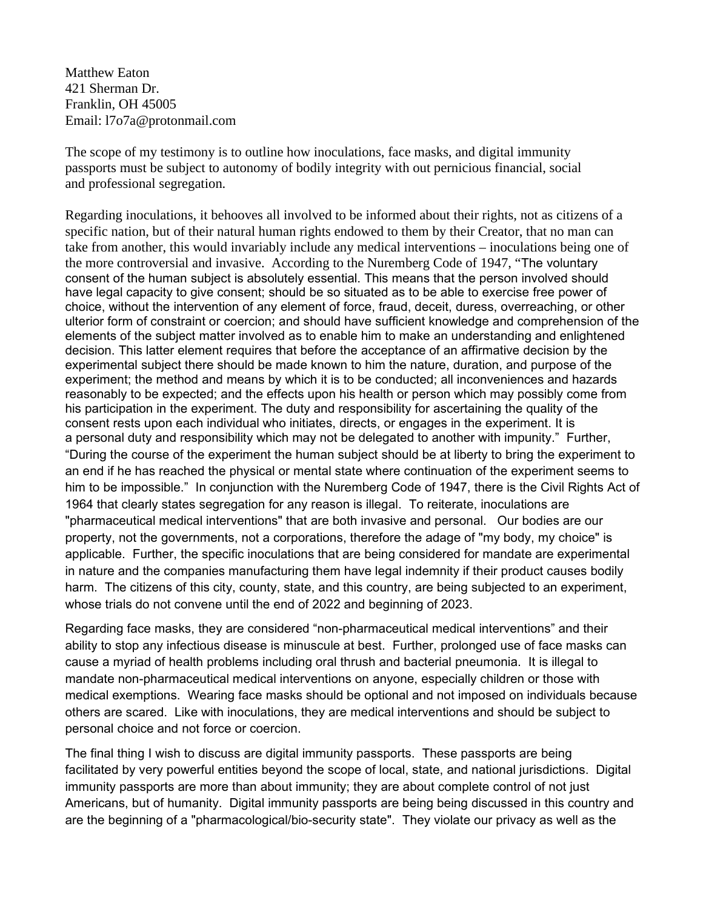Matthew Eaton
421 Sherman Dr.
Franklin, OH 45005
Email: l7o7a@protonmail.com

The scope of my testimony is to outline how inoculations, face masks, and digital immunity passports must be subject to autonomy of bodily integrity with out pernicious financial, social and professional segregation.

Regarding inoculations, it behooves all involved to be informed about their rights, not as citizens of a specific nation, but of their natural human rights endowed to them by their Creator, that no man can take from another, this would invariably include any medical interventions – inoculations being one of the more controversial and invasive. According to the Nuremberg Code of 1947, "The voluntary consent of the human subject is absolutely essential. This means that the person involved should have legal capacity to give consent; should be so situated as to be able to exercise free power of choice, without the intervention of any element of force, fraud, deceit, duress, overreaching, or other ulterior form of constraint or coercion; and should have sufficient knowledge and comprehension of the elements of the subject matter involved as to enable him to make an understanding and enlightened decision. This latter element requires that before the acceptance of an affirmative decision by the experimental subject there should be made known to him the nature, duration, and purpose of the experiment; the method and means by which it is to be conducted; all inconveniences and hazards reasonably to be expected; and the effects upon his health or person which may possibly come from his participation in the experiment. The duty and responsibility for ascertaining the quality of the consent rests upon each individual who initiates, directs, or engages in the experiment. It is a personal duty and responsibility which may not be delegated to another with impunity." Further, "During the course of the experiment the human subject should be at liberty to bring the experiment to an end if he has reached the physical or mental state where continuation of the experiment seems to him to be impossible." In conjunction with the Nuremberg Code of 1947, there is the Civil Rights Act of 1964 that clearly states segregation for any reason is illegal. To reiterate, inoculations are "pharmaceutical medical interventions" that are both invasive and personal. Our bodies are our property, not the governments, not a corporations, therefore the adage of "my body, my choice" is applicable. Further, the specific inoculations that are being considered for mandate are experimental in nature and the companies manufacturing them have legal indemnity if their product causes bodily harm. The citizens of this city, county, state, and this country, are being subjected to an experiment, whose trials do not convene until the end of 2022 and beginning of 2023.

Regarding face masks, they are considered "non-pharmaceutical medical interventions" and their ability to stop any infectious disease is minuscule at best. Further, prolonged use of face masks can cause a myriad of health problems including oral thrush and bacterial pneumonia. It is illegal to mandate non-pharmaceutical medical interventions on anyone, especially children or those with medical exemptions. Wearing face masks should be optional and not imposed on individuals because others are scared. Like with inoculations, they are medical interventions and should be subject to personal choice and not force or coercion.

The final thing I wish to discuss are digital immunity passports. These passports are being facilitated by very powerful entities beyond the scope of local, state, and national jurisdictions. Digital immunity passports are more than about immunity; they are about complete control of not just Americans, but of humanity. Digital immunity passports are being being discussed in this country and are the beginning of a "pharmacological/bio-security state". They violate our privacy as well as the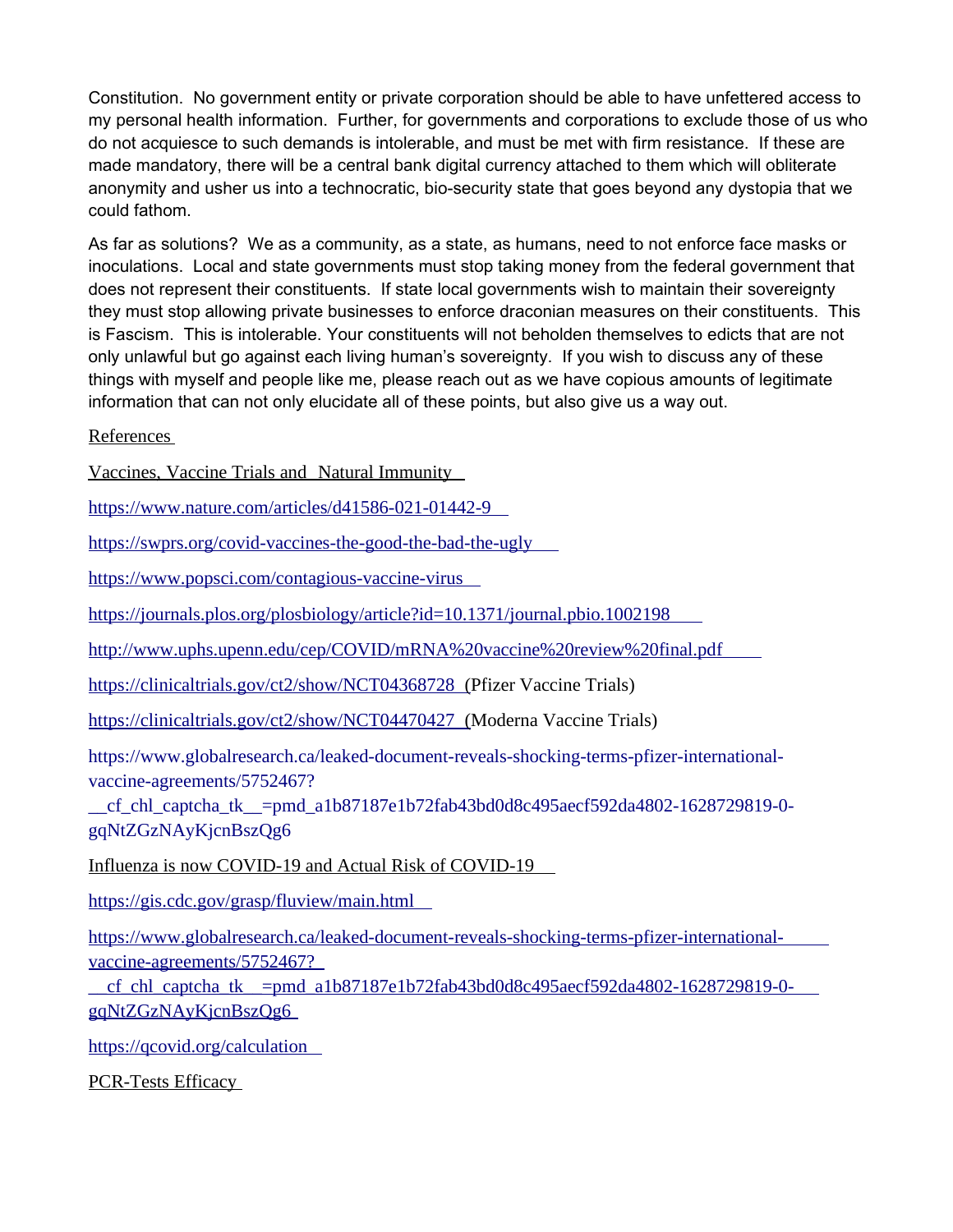Constitution. No government entity or private corporation should be able to have unfettered access to my personal health information. Further, for governments and corporations to exclude those of us who do not acquiesce to such demands is intolerable, and must be met with firm resistance. If these are made mandatory, there will be a central bank digital currency attached to them which will obliterate anonymity and usher us into a technocratic, bio-security state that goes beyond any dystopia that we could fathom.

As far as solutions? We as a community, as a state, as humans, need to not enforce face masks or inoculations. Local and state governments must stop taking money from the federal government that does not represent their constituents. If state local governments wish to maintain their sovereignty they must stop allowing private businesses to enforce draconian measures on their constituents. This is Fascism. This is intolerable. Your constituents will not beholden themselves to edicts that are not only unlawful but go against each living human's sovereignty. If you wish to discuss any of these things with myself and people like me, please reach out as we have copious amounts of legitimate information that can not only elucidate all of these points, but also give us a way out.

References

Vaccines, Vaccine Trials and Natural Immunity

https://www.nature.com/articles/d41586-021-01442-9

https://swprs.org/covid-vaccines-the-good-the-bad-the-ugly

https://www.popsci.com/contagious-vaccine-virus

https://journals.plos.org/plosbiology/article?id=10.1371/journal.pbio.1002198

http://www.uphs.upenn.edu/cep/COVID/mRNA%20vaccine%20review%20final.pdf

https://clinicaltrials.gov/ct2/show/NCT04368728 (Pfizer Vaccine Trials)

https://clinicaltrials.gov/ct2/show/NCT04470427 (Moderna Vaccine Trials)

https://www.globalresearch.ca/leaked-document-reveals-shocking-terms-pfizer-international-vaccine-agreements/5752467?__cf_chl_captcha_tk__=pmd_a1b87187e1b72fab43bd0d8c495aecf592da4802-1628729819-0-gqNtZGzNAyKjcnBszQg6

Influenza is now COVID-19 and Actual Risk of COVID-19

https://gis.cdc.gov/grasp/fluview/main.html

https://www.globalresearch.ca/leaked-document-reveals-shocking-terms-pfizer-international-vaccine-agreements/5752467?__cf_chl_captcha_tk__=pmd_a1b87187e1b72fab43bd0d8c495aecf592da4802-1628729819-0-gqNtZGzNAyKjcnBszQg6

https://qcovid.org/calculation

PCR-Tests Efficacy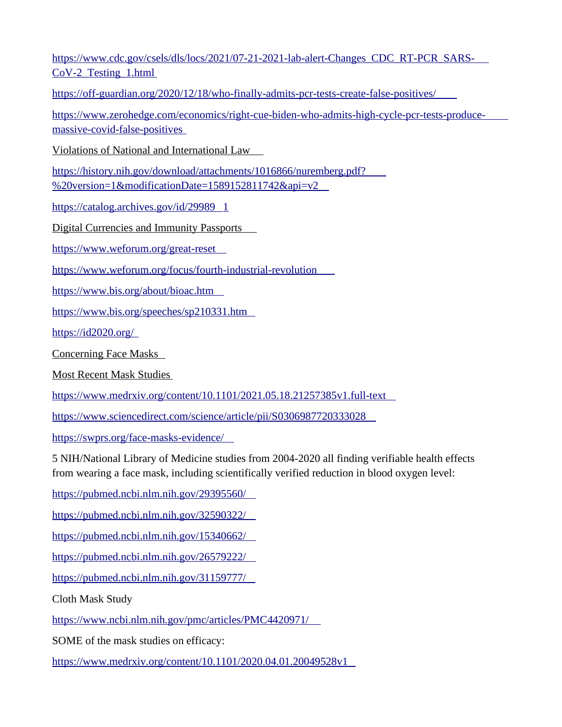https://www.cdc.gov/csels/dls/locs/2021/07-21-2021-lab-alert-Changes_CDC_RT-PCR_SARS-CoV-2_Testing_1.html

https://off-guardian.org/2020/12/18/who-finally-admits-pcr-tests-create-false-positives/

https://www.zerohedge.com/economics/right-cue-biden-who-admits-high-cycle-pcr-tests-produce-massive-covid-false-positives

Violations of National and International Law

https://history.nih.gov/download/attachments/1016866/nuremberg.pdf?%20version=1&modificationDate=1589152811742&api=v2

https://catalog.archives.gov/id/29989_1

Digital Currencies and Immunity Passports

https://www.weforum.org/great-reset

https://www.weforum.org/focus/fourth-industrial-revolution

https://www.bis.org/about/bioac.htm

https://www.bis.org/speeches/sp210331.htm

https://id2020.org/

Concerning Face Masks

Most Recent Mask Studies

https://www.medrxiv.org/content/10.1101/2021.05.18.21257385v1.full-text

https://www.sciencedirect.com/science/article/pii/S0306987720333028

https://swprs.org/face-masks-evidence/

5 NIH/National Library of Medicine studies from 2004-2020 all finding verifiable health effects from wearing a face mask, including scientifically verified reduction in blood oxygen level:

https://pubmed.ncbi.nlm.nih.gov/29395560/

https://pubmed.ncbi.nlm.nih.gov/32590322/

https://pubmed.ncbi.nlm.nih.gov/15340662/

https://pubmed.ncbi.nlm.nih.gov/26579222/

https://pubmed.ncbi.nlm.nih.gov/31159777/

Cloth Mask Study

https://www.ncbi.nlm.nih.gov/pmc/articles/PMC4420971/

SOME of the mask studies on efficacy:

https://www.medrxiv.org/content/10.1101/2020.04.01.20049528v1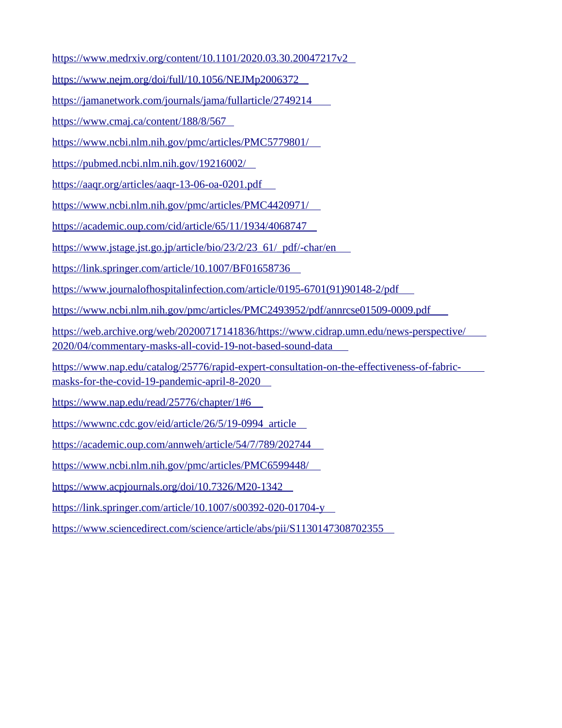https://www.medrxiv.org/content/10.1101/2020.03.30.20047217v2

https://www.nejm.org/doi/full/10.1056/NEJMp2006372

https://jamanetwork.com/journals/jama/fullarticle/2749214

https://www.cmaj.ca/content/188/8/567

https://www.ncbi.nlm.nih.gov/pmc/articles/PMC5779801/

https://pubmed.ncbi.nlm.nih.gov/19216002/

https://aaqr.org/articles/aaqr-13-06-oa-0201.pdf

https://www.ncbi.nlm.nih.gov/pmc/articles/PMC4420971/

https://academic.oup.com/cid/article/65/11/1934/4068747

https://www.jstage.jst.go.jp/article/bio/23/2/23_61/_pdf/-char/en

https://link.springer.com/article/10.1007/BF01658736

https://www.journalofhospitalinfection.com/article/0195-6701(91)90148-2/pdf

https://www.ncbi.nlm.nih.gov/pmc/articles/PMC2493952/pdf/annrcse01509-0009.pdf

https://web.archive.org/web/20200717141836/https://www.cidrap.umn.edu/news-perspective/2020/04/commentary-masks-all-covid-19-not-based-sound-data

https://www.nap.edu/catalog/25776/rapid-expert-consultation-on-the-effectiveness-of-fabric-masks-for-the-covid-19-pandemic-april-8-2020

https://www.nap.edu/read/25776/chapter/1#6

https://wwwnc.cdc.gov/eid/article/26/5/19-0994_article

https://academic.oup.com/annweh/article/54/7/789/202744

https://www.ncbi.nlm.nih.gov/pmc/articles/PMC6599448/

https://www.acpjournals.org/doi/10.7326/M20-1342

https://link.springer.com/article/10.1007/s00392-020-01704-y

https://www.sciencedirect.com/science/article/abs/pii/S1130147308702355